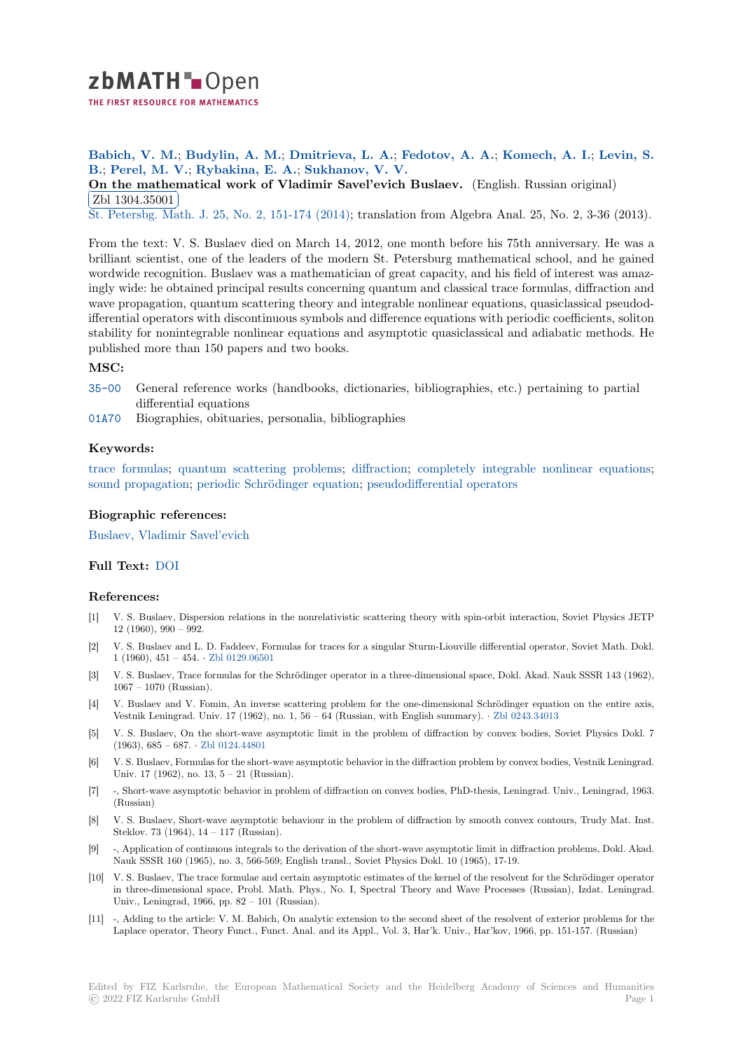**Babich, V. M.**; **Budylin, A. M.**; **Dmitrieva, L. A.**; **Fedotov, A. A.**; **Komech, A. I.**; **Levin, S. B.**; **Perel, M. V.**; **Rybakina, E. A.**; **Sukhanov, V. V.**

**On the mathematical work of Vladimir Savel'evich Buslaev.** (English. Russian original)

Zbl 1304.35001

St. Petersbg. Math. J. 25, No. 2, 151-174 (2014); translation from Algebra Anal. 25, No. 2, 3-36 (2013).

From the text: V. S. Buslaev died on March 14, 2012, one month before his 75th anniversary. He was a brilliant scientist, one of the leaders of the modern St. Petersburg mathematical school, and he gained wordwide recognition. Buslaev was a mathematician of great capacity, and his field of interest was amazingly wide: he obtained principal results concerning quantum and classical trace formulas, diffraction and wave propagation, quantum scattering theory and integrable nonlinear equations, quasiclassical pseudodifferential operators with discontinuous symbols and difference equations with periodic coefficients, soliton stability for nonintegrable nonlinear equations and asymptotic quasiclassical and adiabatic methods. He published more than 150 papers and two books.

### MSC:

35-00 General reference works (handbooks, dictionaries, bibliographies, etc.) pertaining to partial differential equations

01A70 Biographies, obituaries, personalia, bibliographies

### Keywords:

trace formulas; quantum scattering problems; diffraction; completely integrable nonlinear equations; sound propagation; periodic Schrödinger equation; pseudodifferential operators

### Biographic references:

Buslaev, Vladimir Savel'evich

### Full Text: DOI

### References:

[1] V. S. Buslaev, Dispersion relations in the nonrelativistic scattering theory with spin-orbit interaction, Soviet Physics JETP 12 (1960), 990 – 992.

[2] V. S. Buslaev and L. D. Faddeev, Formulas for traces for a singular Sturm-Liouville differential operator, Soviet Math. Dokl. 1 (1960), 451 – 454. · Zbl 0129.06501

[3] V. S. Buslaev, Trace formulas for the Schrödinger operator in a three-dimensional space, Dokl. Akad. Nauk SSSR 143 (1962), 1067 – 1070 (Russian).

[4] V. Buslaev and V. Fomin, An inverse scattering problem for the one-dimensional Schrödinger equation on the entire axis, Vestnik Leningrad. Univ. 17 (1962), no. 1, 56 – 64 (Russian, with English summary). · Zbl 0243.34013

[5] V. S. Buslaev, On the short-wave asymptotic limit in the problem of diffraction by convex bodies, Soviet Physics Dokl. 7 (1963), 685 – 687. · Zbl 0124.44801

[6] V. S. Buslaev, Formulas for the short-wave asymptotic behavior in the diffraction problem by convex bodies, Vestnik Leningrad. Univ. 17 (1962), no. 13, 5 – 21 (Russian).

[7] -, Short-wave asymptotic behavior in problem of diffraction on convex bodies, PhD-thesis, Leningrad. Univ., Leningrad, 1963. (Russian)

[8] V. S. Buslaev, Short-wave asymptotic behaviour in the problem of diffraction by smooth convex contours, Trudy Mat. Inst. Steklov. 73 (1964), 14 – 117 (Russian).

[9] -, Application of continuous integrals to the derivation of the short-wave asymptotic limit in diffraction problems, Dokl. Akad. Nauk SSSR 160 (1965), no. 3, 566-569; English transl., Soviet Physics Dokl. 10 (1965), 17-19.

[10] V. S. Buslaev, The trace formulae and certain asymptotic estimates of the kernel of the resolvent for the Schrödinger operator in three-dimensional space, Probl. Math. Phys., No. I, Spectral Theory and Wave Processes (Russian), Izdat. Leningrad. Univ., Leningrad, 1966, pp. 82 – 101 (Russian).

[11] -, Adding to the article: V. M. Babich, On analytic extension to the second sheet of the resolvent of exterior problems for the Laplace operator, Theory Funct., Funct. Anal. and its Appl., Vol. 3, Har'k. Univ., Har'kov, 1966, pp. 151-157. (Russian)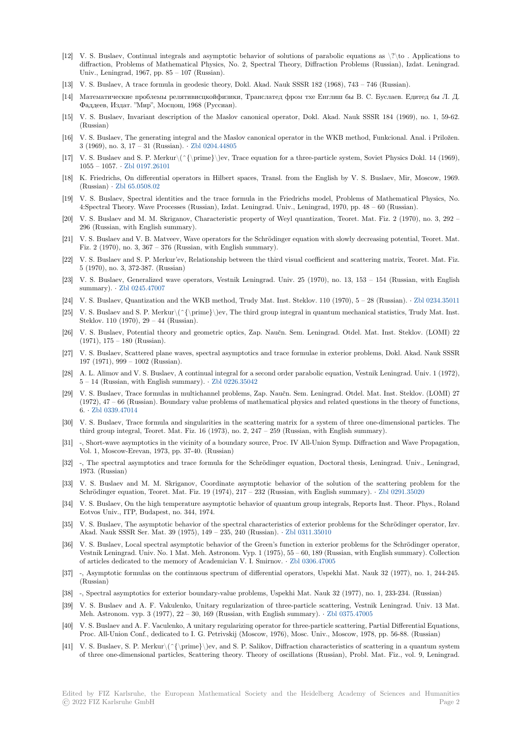[12] V. S. Buslaev, Continual integrals and asymptotic behavior of solutions of parabolic equations as \?\to . Applications to diffraction, Problems of Mathematical Physics, No. 2, Spectral Theory, Diffraction Problems (Russian), Izdat. Leningrad. Univ., Leningrad, 1967, pp. 85 – 107 (Russian).

[13] V. S. Buslaev, A trace formula in geodesic theory, Dokl. Akad. Nauk SSSR 182 (1968), 743 – 746 (Russian).

[14] Математические проблемы релятивисцкойфизики, Транслатед фром тхе Енглиш бы В. С. Буслаев. Едитед бы Л. Д. Фаддеев, Издат. "Мир", Мосцош, 1968 (Руссиан).

[15] V. S. Buslaev, Invariant description of the Maslov canonical operator, Dokl. Akad. Nauk SSSR 184 (1969), no. 1, 59-62. (Russian)

[16] V. S. Buslaev, The generating integral and the Maslov canonical operator in the WKB method, Funkcional. Anal. i Priložen. 3 (1969), no. 3, 17 – 31 (Russian). · Zbl 0204.44805

[17] V. S. Buslaev and S. P. Merkur\(^{\prime}\)ev, Trace equation for a three-particle system, Soviet Physics Dokl. 14 (1969), 1055 – 1057. · Zbl 0197.26101

[18] K. Friedrichs, On differential operators in Hilbert spaces, Transl. from the English by V. S. Buslaev, Mir, Moscow, 1969. (Russian) · Zbl 65.0508.02

[19] V. S. Buslaev, Spectral identities and the trace formula in the Friedrichs model, Problems of Mathematical Physics, No. 4:Spectral Theory. Wave Processes (Russian), Izdat. Leningrad. Univ., Leningrad, 1970, pp. 48 – 60 (Russian).

[20] V. S. Buslaev and M. M. Skriganov, Characteristic property of Weyl quantization, Teoret. Mat. Fiz. 2 (1970), no. 3, 292 – 296 (Russian, with English summary).

[21] V. S. Buslaev and V. B. Matveev, Wave operators for the Schrödinger equation with slowly decreasing potential, Teoret. Mat. Fiz. 2 (1970), no. 3, 367 – 376 (Russian, with English summary).

[22] V. S. Buslaev and S. P. Merkur'ev, Relationship between the third visual coefficient and scattering matrix, Teoret. Mat. Fiz. 5 (1970), no. 3, 372-387. (Russian)

[23] V. S. Buslaev, Generalized wave operators, Vestnik Leningrad. Univ. 25 (1970), no. 13, 153 – 154 (Russian, with English summary). · Zbl 0245.47007

[24] V. S. Buslaev, Quantization and the WKB method, Trudy Mat. Inst. Steklov. 110 (1970), 5 – 28 (Russian). · Zbl 0234.35011

[25] V. S. Buslaev and S. P. Merkur\(^{\prime}\)ev, The third group integral in quantum mechanical statistics, Trudy Mat. Inst. Steklov. 110 (1970), 29 – 44 (Russian).

[26] V. S. Buslaev, Potential theory and geometric optics, Zap. Naučn. Sem. Leningrad. Otdel. Mat. Inst. Steklov. (LOMI) 22 (1971), 175 – 180 (Russian).

[27] V. S. Buslaev, Scattered plane waves, spectral asymptotics and trace formulae in exterior problems, Dokl. Akad. Nauk SSSR 197 (1971), 999 – 1002 (Russian).

[28] A. L. Alimov and V. S. Buslaev, A continual integral for a second order parabolic equation, Vestnik Leningrad. Univ. 1 (1972), 5 – 14 (Russian, with English summary). · Zbl 0226.35042

[29] V. S. Buslaev, Trace formulas in multichannel problems, Zap. Naučn. Sem. Leningrad. Otdel. Mat. Inst. Steklov. (LOMI) 27 (1972), 47 – 66 (Russian). Boundary value problems of mathematical physics and related questions in the theory of functions, 6. · Zbl 0339.47014

[30] V. S. Buslaev, Trace formula and singularities in the scattering matrix for a system of three one-dimensional particles. The third group integral, Teoret. Mat. Fiz. 16 (1973), no. 2, 247 – 259 (Russian, with English summary).

[31] -, Short-wave asymptotics in the vicinity of a boundary source, Proc. IV All-Union Symp. Diffraction and Wave Propagation, Vol. 1, Moscow-Erevan, 1973, pp. 37-40. (Russian)

[32] -, The spectral asymptotics and trace formula for the Schrödinger equation, Doctoral thesis, Leningrad. Univ., Leningrad, 1973. (Russian)

[33] V. S. Buslaev and M. M. Skriganov, Coordinate asymptotic behavior of the solution of the scattering problem for the Schrödinger equation, Teoret. Mat. Fiz. 19 (1974), 217 – 232 (Russian, with English summary). · Zbl 0291.35020

[34] V. S. Buslaev, On the high temperature asymptotic behavior of quantum group integrals, Reports Inst. Theor. Phys., Roland Eotvos Univ., ITP, Budapest, no. 344, 1974.

[35] V. S. Buslaev, The asymptotic behavior of the spectral characteristics of exterior problems for the Schrödinger operator, Izv. Akad. Nauk SSSR Ser. Mat. 39 (1975), 149 – 235, 240 (Russian). · Zbl 0311.35010

[36] V. S. Buslaev, Local spectral asymptotic behavior of the Green's function in exterior problems for the Schrödinger operator, Vestnik Leningrad. Univ. No. 1 Mat. Meh. Astronom. Vyp. 1 (1975), 55 – 60, 189 (Russian, with English summary). Collection of articles dedicated to the memory of Academician V. I. Smirnov. · Zbl 0306.47005

[37] -, Asymptotic formulas on the continuous spectrum of differential operators, Uspekhi Mat. Nauk 32 (1977), no. 1, 244-245. (Russian)

[38] -, Spectral asymptotics for exterior boundary-value problems, Uspekhi Mat. Nauk 32 (1977), no. 1, 233-234. (Russian)

[39] V. S. Buslaev and A. F. Vakulenko, Unitary regularization of three-particle scattering, Vestnik Leningrad. Univ. 13 Mat. Meh. Astronom. vyp. 3 (1977), 22 – 30, 169 (Russian, with English summary). · Zbl 0375.47005

[40] V. S. Buslaev and A. F. Vaculenko, A unitary regularizing operator for three-particle scattering, Partial Differential Equations, Proc. All-Union Conf., dedicated to I. G. Petrivskij (Moscow, 1976), Mosc. Univ., Moscow, 1978, pp. 56-88. (Russian)

[41] V. S. Buslaev, S. P. Merkur\(^{\prime}\)ev, and S. P. Salikov, Diffraction characteristics of scattering in a quantum system of three one-dimensional particles, Scattering theory. Theory of oscillations (Russian), Probl. Mat. Fiz., vol. 9, Leningrad.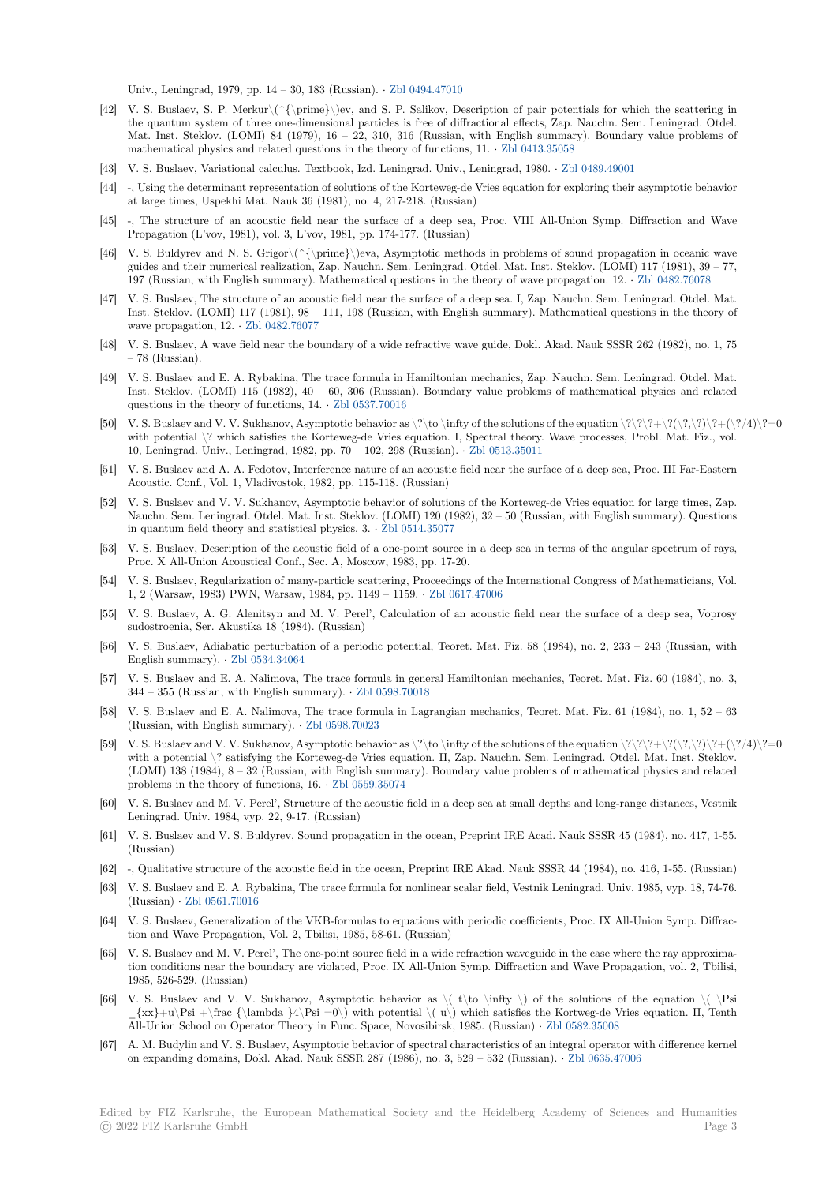Univ., Leningrad, 1979, pp. 14 – 30, 183 (Russian). · Zbl 0494.47010

[42] V. S. Buslaev, S. P. Merkur\(^{\prime}\)ev, and S. P. Salikov, Description of pair potentials for which the scattering in the quantum system of three one-dimensional particles is free of diffractional effects, Zap. Nauchn. Sem. Leningrad. Otdel. Mat. Inst. Steklov. (LOMI) 84 (1979), 16 – 22, 310, 316 (Russian, with English summary). Boundary value problems of mathematical physics and related questions in the theory of functions, 11. · Zbl 0413.35058

[43] V. S. Buslaev, Variational calculus. Textbook, Izd. Leningrad. Univ., Leningrad, 1980. · Zbl 0489.49001

[44] -, Using the determinant representation of solutions of the Korteweg-de Vries equation for exploring their asymptotic behavior at large times, Uspekhi Mat. Nauk 36 (1981), no. 4, 217-218. (Russian)

[45] -, The structure of an acoustic field near the surface of a deep sea, Proc. VIII All-Union Symp. Diffraction and Wave Propagation (L'vov, 1981), vol. 3, L'vov, 1981, pp. 174-177. (Russian)

[46] V. S. Buldyrev and N. S. Grigor\(^{\prime}\)eva, Asymptotic methods in problems of sound propagation in oceanic wave guides and their numerical realization, Zap. Nauchn. Sem. Leningrad. Otdel. Mat. Inst. Steklov. (LOMI) 117 (1981), 39 – 77, 197 (Russian, with English summary). Mathematical questions in the theory of wave propagation. 12. · Zbl 0482.76078

[47] V. S. Buslaev, The structure of an acoustic field near the surface of a deep sea. I, Zap. Nauchn. Sem. Leningrad. Otdel. Mat. Inst. Steklov. (LOMI) 117 (1981), 98 – 111, 198 (Russian, with English summary). Mathematical questions in the theory of wave propagation, 12. · Zbl 0482.76077

[48] V. S. Buslaev, A wave field near the boundary of a wide refractive wave guide, Dokl. Akad. Nauk SSSR 262 (1982), no. 1, 75 – 78 (Russian).

[49] V. S. Buslaev and E. A. Rybakina, The trace formula in Hamiltonian mechanics, Zap. Nauchn. Sem. Leningrad. Otdel. Mat. Inst. Steklov. (LOMI) 115 (1982), 40 – 60, 306 (Russian). Boundary value problems of mathematical physics and related questions in the theory of functions, 14. · Zbl 0537.70016

[50] V. S. Buslaev and V. V. Sukhanov, Asymptotic behavior as \?\to \infty of the solutions of the equation \?\?\?+\?(\?,\?)\?+(\?/4)\?=0 with potential \? which satisfies the Korteweg-de Vries equation. I, Spectral theory. Wave processes, Probl. Mat. Fiz., vol. 10, Leningrad. Univ., Leningrad, 1982, pp. 70 – 102, 298 (Russian). · Zbl 0513.35011

[51] V. S. Buslaev and A. A. Fedotov, Interference nature of an acoustic field near the surface of a deep sea, Proc. III Far-Eastern Acoustic. Conf., Vol. 1, Vladivostok, 1982, pp. 115-118. (Russian)

[52] V. S. Buslaev and V. V. Sukhanov, Asymptotic behavior of solutions of the Korteweg-de Vries equation for large times, Zap. Nauchn. Sem. Leningrad. Otdel. Mat. Inst. Steklov. (LOMI) 120 (1982), 32 – 50 (Russian, with English summary). Questions in quantum field theory and statistical physics, 3. · Zbl 0514.35077

[53] V. S. Buslaev, Description of the acoustic field of a one-point source in a deep sea in terms of the angular spectrum of rays, Proc. X All-Union Acoustical Conf., Sec. A, Moscow, 1983, pp. 17-20.

[54] V. S. Buslaev, Regularization of many-particle scattering, Proceedings of the International Congress of Mathematicians, Vol. 1, 2 (Warsaw, 1983) PWN, Warsaw, 1984, pp. 1149 – 1159. · Zbl 0617.47006

[55] V. S. Buslaev, A. G. Alenitsyn and M. V. Perel', Calculation of an acoustic field near the surface of a deep sea, Voprosy sudostroenia, Ser. Akustika 18 (1984). (Russian)

[56] V. S. Buslaev, Adiabatic perturbation of a periodic potential, Teoret. Mat. Fiz. 58 (1984), no. 2, 233 – 243 (Russian, with English summary). · Zbl 0534.34064

[57] V. S. Buslaev and E. A. Nalimova, The trace formula in general Hamiltonian mechanics, Teoret. Mat. Fiz. 60 (1984), no. 3, 344 – 355 (Russian, with English summary). · Zbl 0598.70018

[58] V. S. Buslaev and E. A. Nalimova, The trace formula in Lagrangian mechanics, Teoret. Mat. Fiz. 61 (1984), no. 1, 52 – 63 (Russian, with English summary). · Zbl 0598.70023

[59] V. S. Buslaev and V. V. Sukhanov, Asymptotic behavior as \?\to \infty of the solutions of the equation \?\?\?+\?(\?,\?)\?+(\?/4)\?=0 with a potential \? satisfying the Korteweg-de Vries equation. II, Zap. Nauchn. Sem. Leningrad. Otdel. Mat. Inst. Steklov. (LOMI) 138 (1984), 8 – 32 (Russian, with English summary). Boundary value problems of mathematical physics and related problems in the theory of functions, 16. · Zbl 0559.35074

[60] V. S. Buslaev and M. V. Perel', Structure of the acoustic field in a deep sea at small depths and long-range distances, Vestnik Leningrad. Univ. 1984, vyp. 22, 9-17. (Russian)

[61] V. S. Buslaev and V. S. Buldyrev, Sound propagation in the ocean, Preprint IRE Acad. Nauk SSSR 45 (1984), no. 417, 1-55. (Russian)

[62] -, Qualitative structure of the acoustic field in the ocean, Preprint IRE Akad. Nauk SSSR 44 (1984), no. 416, 1-55. (Russian)

[63] V. S. Buslaev and E. A. Rybakina, The trace formula for nonlinear scalar field, Vestnik Leningrad. Univ. 1985, vyp. 18, 74-76. (Russian) · Zbl 0561.70016

[64] V. S. Buslaev, Generalization of the VKB-formulas to equations with periodic coefficients, Proc. IX All-Union Symp. Diffraction and Wave Propagation, Vol. 2, Tbilisi, 1985, 58-61. (Russian)

[65] V. S. Buslaev and M. V. Perel', The one-point source field in a wide refraction waveguide in the case where the ray approximation conditions near the boundary are violated, Proc. IX All-Union Symp. Diffraction and Wave Propagation, vol. 2, Tbilisi, 1985, 526-529. (Russian)

[66] V. S. Buslaev and V. V. Sukhanov, Asymptotic behavior as $t\to \infty$ of the solutions of the equation $\Psi_{xx}+u\Psi +\frac {\lambda }4\Psi =0$ with potential $u$ which satisfies the Kortweg-de Vries equation. II, Tenth All-Union School on Operator Theory in Func. Space, Novosibirsk, 1985. (Russian) · Zbl 0582.35008

[67] A. M. Budylin and V. S. Buslaev, Asymptotic behavior of spectral characteristics of an integral operator with difference kernel on expanding domains, Dokl. Akad. Nauk SSSR 287 (1986), no. 3, 529 – 532 (Russian). · Zbl 0635.47006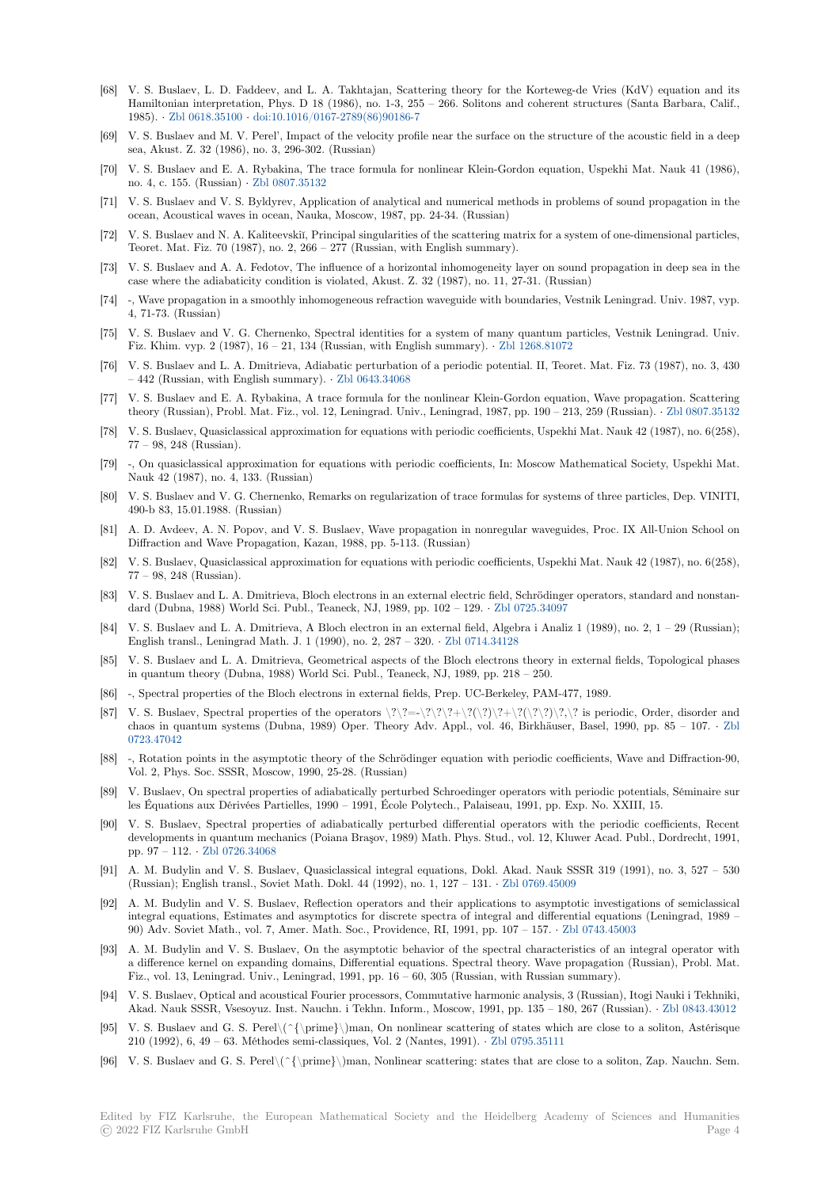[68] V. S. Buslaev, L. D. Faddeev, and L. A. Takhtajan, Scattering theory for the Korteweg-de Vries (KdV) equation and its Hamiltonian interpretation, Phys. D 18 (1986), no. 1-3, 255 – 266. Solitons and coherent structures (Santa Barbara, Calif., 1985). · Zbl 0618.35100 · doi:10.1016/0167-2789(86)90186-7

[69] V. S. Buslaev and M. V. Perel', Impact of the velocity profile near the surface on the structure of the acoustic field in a deep sea, Akust. Z. 32 (1986), no. 3, 296-302. (Russian)

[70] V. S. Buslaev and E. A. Rybakina, The trace formula for nonlinear Klein-Gordon equation, Uspekhi Mat. Nauk 41 (1986), no. 4, c. 155. (Russian) · Zbl 0807.35132

[71] V. S. Buslaev and V. S. Byldyrev, Application of analytical and numerical methods in problems of sound propagation in the ocean, Acoustical waves in ocean, Nauka, Moscow, 1987, pp. 24-34. (Russian)

[72] V. S. Buslaev and N. A. Kaliteevskiĭ, Principal singularities of the scattering matrix for a system of one-dimensional particles, Teoret. Mat. Fiz. 70 (1987), no. 2, 266 – 277 (Russian, with English summary).

[73] V. S. Buslaev and A. A. Fedotov, The influence of a horizontal inhomogeneity layer on sound propagation in deep sea in the case where the adiabaticity condition is violated, Akust. Z. 32 (1987), no. 11, 27-31. (Russian)

[74] -, Wave propagation in a smoothly inhomogeneous refraction waveguide with boundaries, Vestnik Leningrad. Univ. 1987, vyp. 4, 71-73. (Russian)

[75] V. S. Buslaev and V. G. Chernenko, Spectral identities for a system of many quantum particles, Vestnik Leningrad. Univ. Fiz. Khim. vyp. 2 (1987), 16 – 21, 134 (Russian, with English summary). · Zbl 1268.81072

[76] V. S. Buslaev and L. A. Dmitrieva, Adiabatic perturbation of a periodic potential. II, Teoret. Mat. Fiz. 73 (1987), no. 3, 430 – 442 (Russian, with English summary). · Zbl 0643.34068

[77] V. S. Buslaev and E. A. Rybakina, A trace formula for the nonlinear Klein-Gordon equation, Wave propagation. Scattering theory (Russian), Probl. Mat. Fiz., vol. 12, Leningrad. Univ., Leningrad, 1987, pp. 190 – 213, 259 (Russian). · Zbl 0807.35132

[78] V. S. Buslaev, Quasiclassical approximation for equations with periodic coefficients, Uspekhi Mat. Nauk 42 (1987), no. 6(258), 77 – 98, 248 (Russian).

[79] -, On quasiclassical approximation for equations with periodic coefficients, In: Moscow Mathematical Society, Uspekhi Mat. Nauk 42 (1987), no. 4, 133. (Russian)

[80] V. S. Buslaev and V. G. Chernenko, Remarks on regularization of trace formulas for systems of three particles, Dep. VINITI, 490-b 83, 15.01.1988. (Russian)

[81] A. D. Avdeev, A. N. Popov, and V. S. Buslaev, Wave propagation in nonregular waveguides, Proc. IX All-Union School on Diffraction and Wave Propagation, Kazan, 1988, pp. 5-113. (Russian)

[82] V. S. Buslaev, Quasiclassical approximation for equations with periodic coefficients, Uspekhi Mat. Nauk 42 (1987), no. 6(258), 77 – 98, 248 (Russian).

[83] V. S. Buslaev and L. A. Dmitrieva, Bloch electrons in an external electric field, Schrödinger operators, standard and nonstandard (Dubna, 1988) World Sci. Publ., Teaneck, NJ, 1989, pp. 102 – 129. · Zbl 0725.34097

[84] V. S. Buslaev and L. A. Dmitrieva, A Bloch electron in an external field, Algebra i Analiz 1 (1989), no. 2, 1 – 29 (Russian); English transl., Leningrad Math. J. 1 (1990), no. 2, 287 – 320. · Zbl 0714.34128

[85] V. S. Buslaev and L. A. Dmitrieva, Geometrical aspects of the Bloch electrons theory in external fields, Topological phases in quantum theory (Dubna, 1988) World Sci. Publ., Teaneck, NJ, 1989, pp. 218 – 250.

[86] -, Spectral properties of the Bloch electrons in external fields, Prep. UC-Berkeley, PAM-477, 1989.

[87] V. S. Buslaev, Spectral properties of the operators \?\?=-\?\?\?+\?(\?)\?+\?(\?\?)\?,\? is periodic, Order, disorder and chaos in quantum systems (Dubna, 1989) Oper. Theory Adv. Appl., vol. 46, Birkhäuser, Basel, 1990, pp. 85 – 107. · Zbl 0723.47042

[88] -, Rotation points in the asymptotic theory of the Schrödinger equation with periodic coefficients, Wave and Diffraction-90, Vol. 2, Phys. Soc. SSSR, Moscow, 1990, 25-28. (Russian)

[89] V. Buslaev, On spectral properties of adiabatically perturbed Schroedinger operators with periodic potentials, Séminaire sur les Équations aux Dérivées Partielles, 1990 – 1991, École Polytech., Palaiseau, 1991, pp. Exp. No. XXIII, 15.

[90] V. S. Buslaev, Spectral properties of adiabatically perturbed differential operators with the periodic coefficients, Recent developments in quantum mechanics (Poiana Braşov, 1989) Math. Phys. Stud., vol. 12, Kluwer Acad. Publ., Dordrecht, 1991, pp. 97 – 112. · Zbl 0726.34068

[91] A. M. Budylin and V. S. Buslaev, Quasiclassical integral equations, Dokl. Akad. Nauk SSSR 319 (1991), no. 3, 527 – 530 (Russian); English transl., Soviet Math. Dokl. 44 (1992), no. 1, 127 – 131. · Zbl 0769.45009

[92] A. M. Budylin and V. S. Buslaev, Reflection operators and their applications to asymptotic investigations of semiclassical integral equations, Estimates and asymptotics for discrete spectra of integral and differential equations (Leningrad, 1989 – 90) Adv. Soviet Math., vol. 7, Amer. Math. Soc., Providence, RI, 1991, pp. 107 – 157. · Zbl 0743.45003

[93] A. M. Budylin and V. S. Buslaev, On the asymptotic behavior of the spectral characteristics of an integral operator with a difference kernel on expanding domains, Differential equations. Spectral theory. Wave propagation (Russian), Probl. Mat. Fiz., vol. 13, Leningrad. Univ., Leningrad, 1991, pp. 16 – 60, 305 (Russian, with Russian summary).

[94] V. S. Buslaev, Optical and acoustical Fourier processors, Commutative harmonic analysis, 3 (Russian), Itogi Nauki i Tekhniki, Akad. Nauk SSSR, Vsesoyuz. Inst. Nauchn. i Tekhn. Inform., Moscow, 1991, pp. 135 – 180, 267 (Russian). · Zbl 0843.43012

[95] V. S. Buslaev and G. S. Perel$'$man, On nonlinear scattering of states which are close to a soliton, Astérisque 210 (1992), 6, 49 – 63. Méthodes semi-classiques, Vol. 2 (Nantes, 1991). · Zbl 0795.35111

[96] V. S. Buslaev and G. S. Perel$'$man, Nonlinear scattering: states that are close to a soliton, Zap. Nauchn. Sem.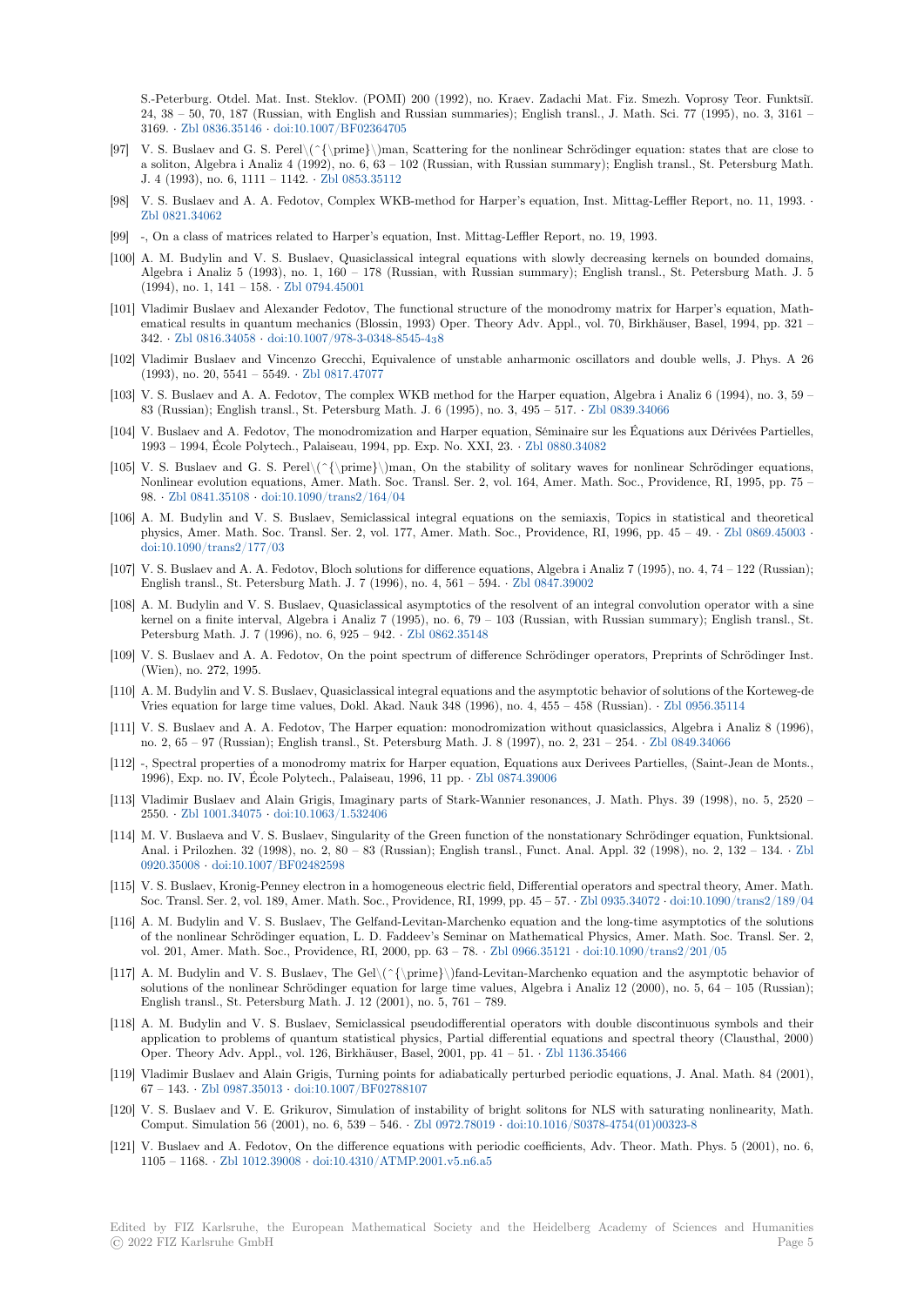S.-Peterburg. Otdel. Mat. Inst. Steklov. (POMI) 200 (1992), no. Kraev. Zadachi Mat. Fiz. Smezh. Voprosy Teor. Funktsiĭ. 24, 38 – 50, 70, 187 (Russian, with English and Russian summaries); English transl., J. Math. Sci. 77 (1995), no. 3, 3161 – 3169. · Zbl 0836.35146 · doi:10.1007/BF02364705

[97] V. S. Buslaev and G. S. Perel\(^{\prime}\)man, Scattering for the nonlinear Schrödinger equation: states that are close to a soliton, Algebra i Analiz 4 (1992), no. 6, 63 – 102 (Russian, with Russian summary); English transl., St. Petersburg Math. J. 4 (1993), no. 6, 1111 – 1142. · Zbl 0853.35112

[98] V. S. Buslaev and A. A. Fedotov, Complex WKB-method for Harper's equation, Inst. Mittag-Leffler Report, no. 11, 1993. · Zbl 0821.34062

[99] -, On a class of matrices related to Harper's equation, Inst. Mittag-Leffler Report, no. 19, 1993.

[100] A. M. Budylin and V. S. Buslaev, Quasiclassical integral equations with slowly decreasing kernels on bounded domains, Algebra i Analiz 5 (1993), no. 1, 160 – 178 (Russian, with Russian summary); English transl., St. Petersburg Math. J. 5 (1994), no. 1, 141 – 158. · Zbl 0794.45001

[101] Vladimir Buslaev and Alexander Fedotov, The functional structure of the monodromy matrix for Harper's equation, Mathematical results in quantum mechanics (Blossin, 1993) Oper. Theory Adv. Appl., vol. 70, Birkhäuser, Basel, 1994, pp. 321 – 342. · Zbl 0816.34058 · doi:10.1007/978-3-0348-8545-4з8

[102] Vladimir Buslaev and Vincenzo Grecchi, Equivalence of unstable anharmonic oscillators and double wells, J. Phys. A 26 (1993), no. 20, 5541 – 5549. · Zbl 0817.47077

[103] V. S. Buslaev and A. A. Fedotov, The complex WKB method for the Harper equation, Algebra i Analiz 6 (1994), no. 3, 59 – 83 (Russian); English transl., St. Petersburg Math. J. 6 (1995), no. 3, 495 – 517. · Zbl 0839.34066

[104] V. Buslaev and A. Fedotov, The monodromization and Harper equation, Séminaire sur les Équations aux Dérivées Partielles, 1993 – 1994, École Polytech., Palaiseau, 1994, pp. Exp. No. XXI, 23. · Zbl 0880.34082

[105] V. S. Buslaev and G. S. Perel\(^{\prime}\)man, On the stability of solitary waves for nonlinear Schrödinger equations, Nonlinear evolution equations, Amer. Math. Soc. Transl. Ser. 2, vol. 164, Amer. Math. Soc., Providence, RI, 1995, pp. 75 – 98. · Zbl 0841.35108 · doi:10.1090/trans2/164/04

[106] A. M. Budylin and V. S. Buslaev, Semiclassical integral equations on the semiaxis, Topics in statistical and theoretical physics, Amer. Math. Soc. Transl. Ser. 2, vol. 177, Amer. Math. Soc., Providence, RI, 1996, pp. 45 – 49. · Zbl 0869.45003 · doi:10.1090/trans2/177/03

[107] V. S. Buslaev and A. A. Fedotov, Bloch solutions for difference equations, Algebra i Analiz 7 (1995), no. 4, 74 – 122 (Russian); English transl., St. Petersburg Math. J. 7 (1996), no. 4, 561 – 594. · Zbl 0847.39002

[108] A. M. Budylin and V. S. Buslaev, Quasiclassical asymptotics of the resolvent of an integral convolution operator with a sine kernel on a finite interval, Algebra i Analiz 7 (1995), no. 6, 79 – 103 (Russian, with Russian summary); English transl., St. Petersburg Math. J. 7 (1996), no. 6, 925 – 942. · Zbl 0862.35148

[109] V. S. Buslaev and A. A. Fedotov, On the point spectrum of difference Schrödinger operators, Preprints of Schrödinger Inst. (Wien), no. 272, 1995.

[110] A. M. Budylin and V. S. Buslaev, Quasiclassical integral equations and the asymptotic behavior of solutions of the Korteweg-de Vries equation for large time values, Dokl. Akad. Nauk 348 (1996), no. 4, 455 – 458 (Russian). · Zbl 0956.35114

[111] V. S. Buslaev and A. A. Fedotov, The Harper equation: monodromization without quasiclassics, Algebra i Analiz 8 (1996), no. 2, 65 – 97 (Russian); English transl., St. Petersburg Math. J. 8 (1997), no. 2, 231 – 254. · Zbl 0849.34066

[112] -, Spectral properties of a monodromy matrix for Harper equation, Equations aux Derivees Partielles, (Saint-Jean de Monts., 1996), Exp. no. IV, École Polytech., Palaiseau, 1996, 11 pp. · Zbl 0874.39006

[113] Vladimir Buslaev and Alain Grigis, Imaginary parts of Stark-Wannier resonances, J. Math. Phys. 39 (1998), no. 5, 2520 – 2550. · Zbl 1001.34075 · doi:10.1063/1.532406

[114] M. V. Buslaeva and V. S. Buslaev, Singularity of the Green function of the nonstationary Schrödinger equation, Funktsional. Anal. i Prilozhen. 32 (1998), no. 2, 80 – 83 (Russian); English transl., Funct. Anal. Appl. 32 (1998), no. 2, 132 – 134. · Zbl 0920.35008 · doi:10.1007/BF02482598

[115] V. S. Buslaev, Kronig-Penney electron in a homogeneous electric field, Differential operators and spectral theory, Amer. Math. Soc. Transl. Ser. 2, vol. 189, Amer. Math. Soc., Providence, RI, 1999, pp. 45 – 57. · Zbl 0935.34072 · doi:10.1090/trans2/189/04

[116] A. M. Budylin and V. S. Buslaev, The Gelfand-Levitan-Marchenko equation and the long-time asymptotics of the solutions of the nonlinear Schrödinger equation, L. D. Faddeev's Seminar on Mathematical Physics, Amer. Math. Soc. Transl. Ser. 2, vol. 201, Amer. Math. Soc., Providence, RI, 2000, pp. 63 – 78. · Zbl 0966.35121 · doi:10.1090/trans2/201/05

[117] A. M. Budylin and V. S. Buslaev, The Gel\(^{\prime}\)fand-Levitan-Marchenko equation and the asymptotic behavior of solutions of the nonlinear Schrödinger equation for large time values, Algebra i Analiz 12 (2000), no. 5, 64 – 105 (Russian); English transl., St. Petersburg Math. J. 12 (2001), no. 5, 761 – 789.

[118] A. M. Budylin and V. S. Buslaev, Semiclassical pseudodifferential operators with double discontinuous symbols and their application to problems of quantum statistical physics, Partial differential equations and spectral theory (Clausthal, 2000) Oper. Theory Adv. Appl., vol. 126, Birkhäuser, Basel, 2001, pp. 41 – 51. · Zbl 1136.35466

[119] Vladimir Buslaev and Alain Grigis, Turning points for adiabatically perturbed periodic equations, J. Anal. Math. 84 (2001), 67 – 143. · Zbl 0987.35013 · doi:10.1007/BF02788107

[120] V. S. Buslaev and V. E. Grikurov, Simulation of instability of bright solitons for NLS with saturating nonlinearity, Math. Comput. Simulation 56 (2001), no. 6, 539 – 546. · Zbl 0972.78019 · doi:10.1016/S0378-4754(01)00323-8

[121] V. Buslaev and A. Fedotov, On the difference equations with periodic coefficients, Adv. Theor. Math. Phys. 5 (2001), no. 6, 1105 – 1168. · Zbl 1012.39008 · doi:10.4310/ATMP.2001.v5.n6.a5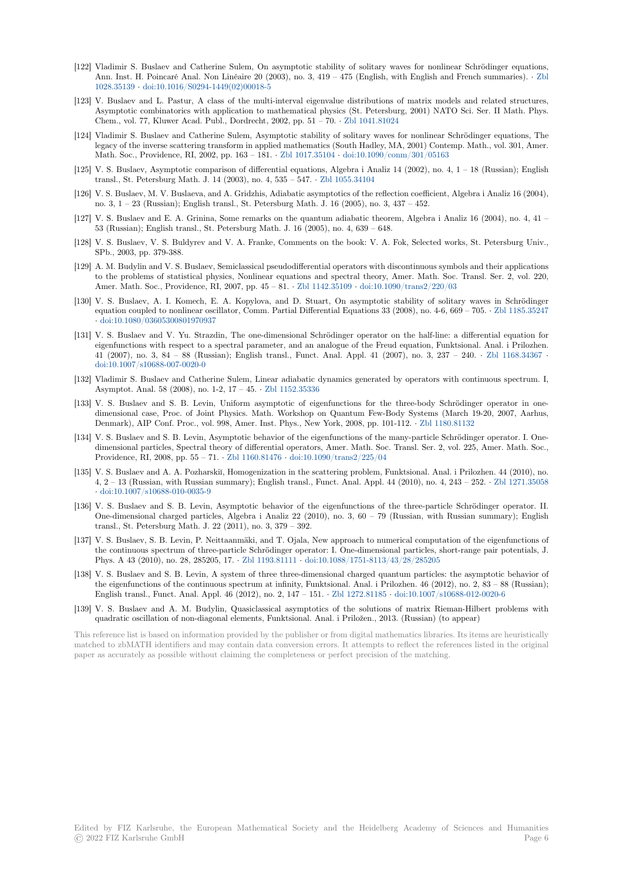[122] Vladimir S. Buslaev and Catherine Sulem, On asymptotic stability of solitary waves for nonlinear Schrödinger equations, Ann. Inst. H. Poincaré Anal. Non Linéaire 20 (2003), no. 3, 419 – 475 (English, with English and French summaries). · Zbl 1028.35139 · doi:10.1016/S0294-1449(02)00018-5

[123] V. Buslaev and L. Pastur, A class of the multi-interval eigenvalue distributions of matrix models and related structures, Asymptotic combinatorics with application to mathematical physics (St. Petersburg, 2001) NATO Sci. Ser. II Math. Phys. Chem., vol. 77, Kluwer Acad. Publ., Dordrecht, 2002, pp. 51 – 70. · Zbl 1041.81024

[124] Vladimir S. Buslaev and Catherine Sulem, Asymptotic stability of solitary waves for nonlinear Schrödinger equations, The legacy of the inverse scattering transform in applied mathematics (South Hadley, MA, 2001) Contemp. Math., vol. 301, Amer. Math. Soc., Providence, RI, 2002, pp. 163 – 181. · Zbl 1017.35104 · doi:10.1090/conm/301/05163

[125] V. S. Buslaev, Asymptotic comparison of differential equations, Algebra i Analiz 14 (2002), no. 4, 1 – 18 (Russian); English transl., St. Petersburg Math. J. 14 (2003), no. 4, 535 – 547. · Zbl 1055.34104

[126] V. S. Buslaev, M. V. Buslaeva, and A. Gridzhis, Adiabatic asymptotics of the reflection coefficient, Algebra i Analiz 16 (2004), no. 3, 1 – 23 (Russian); English transl., St. Petersburg Math. J. 16 (2005), no. 3, 437 – 452.

[127] V. S. Buslaev and E. A. Grinina, Some remarks on the quantum adiabatic theorem, Algebra i Analiz 16 (2004), no. 4, 41 – 53 (Russian); English transl., St. Petersburg Math. J. 16 (2005), no. 4, 639 – 648.

[128] V. S. Buslaev, V. S. Buldyrev and V. A. Franke, Comments on the book: V. A. Fok, Selected works, St. Petersburg Univ., SPb., 2003, pp. 379-388.

[129] A. M. Budylin and V. S. Buslaev, Semiclassical pseudodifferential operators with discontinuous symbols and their applications to the problems of statistical physics, Nonlinear equations and spectral theory, Amer. Math. Soc. Transl. Ser. 2, vol. 220, Amer. Math. Soc., Providence, RI, 2007, pp. 45 – 81. · Zbl 1142.35109 · doi:10.1090/trans2/220/03

[130] V. S. Buslaev, A. I. Komech, E. A. Kopylova, and D. Stuart, On asymptotic stability of solitary waves in Schrödinger equation coupled to nonlinear oscillator, Comm. Partial Differential Equations 33 (2008), no. 4-6, 669 – 705. · Zbl 1185.35247 · doi:10.1080/03605300801970937

[131] V. S. Buslaev and V. Yu. Strazdin, The one-dimensional Schrödinger operator on the half-line: a differential equation for eigenfunctions with respect to a spectral parameter, and an analogue of the Freud equation, Funktsional. Anal. i Prilozhen. 41 (2007), no. 3, 84 – 88 (Russian); English transl., Funct. Anal. Appl. 41 (2007), no. 3, 237 – 240. · Zbl 1168.34367 · doi:10.1007/s10688-007-0020-0

[132] Vladimir S. Buslaev and Catherine Sulem, Linear adiabatic dynamics generated by operators with continuous spectrum. I, Asymptot. Anal. 58 (2008), no. 1-2, 17 – 45. · Zbl 1152.35336

[133] V. S. Buslaev and S. B. Levin, Uniform asymptotic of eigenfunctions for the three-body Schrödinger operator in one-dimensional case, Proc. of Joint Physics. Math. Workshop on Quantum Few-Body Systems (March 19-20, 2007, Aarhus, Denmark), AIP Conf. Proc., vol. 998, Amer. Inst. Phys., New York, 2008, pp. 101-112. · Zbl 1180.81132

[134] V. S. Buslaev and S. B. Levin, Asymptotic behavior of the eigenfunctions of the many-particle Schrödinger operator. I. One-dimensional particles, Spectral theory of differential operators, Amer. Math. Soc. Transl. Ser. 2, vol. 225, Amer. Math. Soc., Providence, RI, 2008, pp. 55 – 71. · Zbl 1160.81476 · doi:10.1090/trans2/225/04

[135] V. S. Buslaev and A. A. Pozharskiĭ, Homogenization in the scattering problem, Funktsional. Anal. i Prilozhen. 44 (2010), no. 4, 2 – 13 (Russian, with Russian summary); English transl., Funct. Anal. Appl. 44 (2010), no. 4, 243 – 252. · Zbl 1271.35058 · doi:10.1007/s10688-010-0035-9

[136] V. S. Buslaev and S. B. Levin, Asymptotic behavior of the eigenfunctions of the three-particle Schrödinger operator. II. One-dimensional charged particles, Algebra i Analiz 22 (2010), no. 3, 60 – 79 (Russian, with Russian summary); English transl., St. Petersburg Math. J. 22 (2011), no. 3, 379 – 392.

[137] V. S. Buslaev, S. B. Levin, P. Neittaanmäki, and T. Ojala, New approach to numerical computation of the eigenfunctions of the continuous spectrum of three-particle Schrödinger operator: I. One-dimensional particles, short-range pair potentials, J. Phys. A 43 (2010), no. 28, 285205, 17. · Zbl 1193.81111 · doi:10.1088/1751-8113/43/28/285205

[138] V. S. Buslaev and S. B. Levin, A system of three three-dimensional charged quantum particles: the asymptotic behavior of the eigenfunctions of the continuous spectrum at infinity, Funktsional. Anal. i Prilozhen. 46 (2012), no. 2, 83 – 88 (Russian); English transl., Funct. Anal. Appl. 46 (2012), no. 2, 147 – 151. · Zbl 1272.81185 · doi:10.1007/s10688-012-0020-6

[139] V. S. Buslaev and A. M. Budylin, Quasiclassical asymptotics of the solutions of matrix Rieman-Hilbert problems with quadratic oscillation of non-diagonal elements, Funktsional. Anal. i Priložen., 2013. (Russian) (to appear)

This reference list is based on information provided by the publisher or from digital mathematics libraries. Its items are heuristically matched to zbMATH identifiers and may contain data conversion errors. It attempts to reflect the references listed in the original paper as accurately as possible without claiming the completeness or perfect precision of the matching.